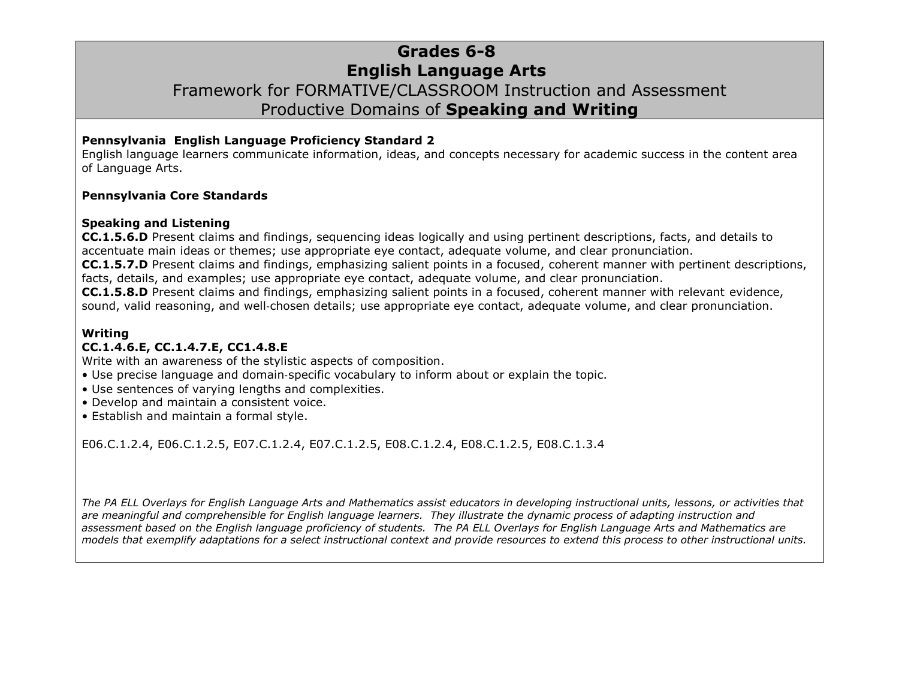# Grades 6-8
# English Language Arts
## Framework for FORMATIVE/CLASSROOM Instruction and Assessment
## Productive Domains of **Speaking and Writing**

**Pennsylvania English Language Proficiency Standard 2**
English language learners communicate information, ideas, and concepts necessary for academic success in the content area of Language Arts.

**Pennsylvania Core Standards**

**Speaking and Listening**
**CC.1.5.6.D** Present claims and findings, sequencing ideas logically and using pertinent descriptions, facts, and details to accentuate main ideas or themes; use appropriate eye contact, adequate volume, and clear pronunciation.
**CC.1.5.7.D** Present claims and findings, emphasizing salient points in a focused, coherent manner with pertinent descriptions, facts, details, and examples; use appropriate eye contact, adequate volume, and clear pronunciation.
**CC.1.5.8.D** Present claims and findings, emphasizing salient points in a focused, coherent manner with relevant evidence, sound, valid reasoning, and well-chosen details; use appropriate eye contact, adequate volume, and clear pronunciation.

**Writing**
**CC.1.4.6.E, CC.1.4.7.E, CC1.4.8.E**
Write with an awareness of the stylistic aspects of composition.
- Use precise language and domain-specific vocabulary to inform about or explain the topic.
- Use sentences of varying lengths and complexities.
- Develop and maintain a consistent voice.
- Establish and maintain a formal style.

E06.C.1.2.4, E06.C.1.2.5, E07.C.1.2.4, E07.C.1.2.5, E08.C.1.2.4, E08.C.1.2.5, E08.C.1.3.4

*The PA ELL Overlays for English Language Arts and Mathematics assist educators in developing instructional units, lessons, or activities that are meaningful and comprehensible for English language learners. They illustrate the dynamic process of adapting instruction and assessment based on the English language proficiency of students. The PA ELL Overlays for English Language Arts and Mathematics are models that exemplify adaptations for a select instructional context and provide resources to extend this process to other instructional units.*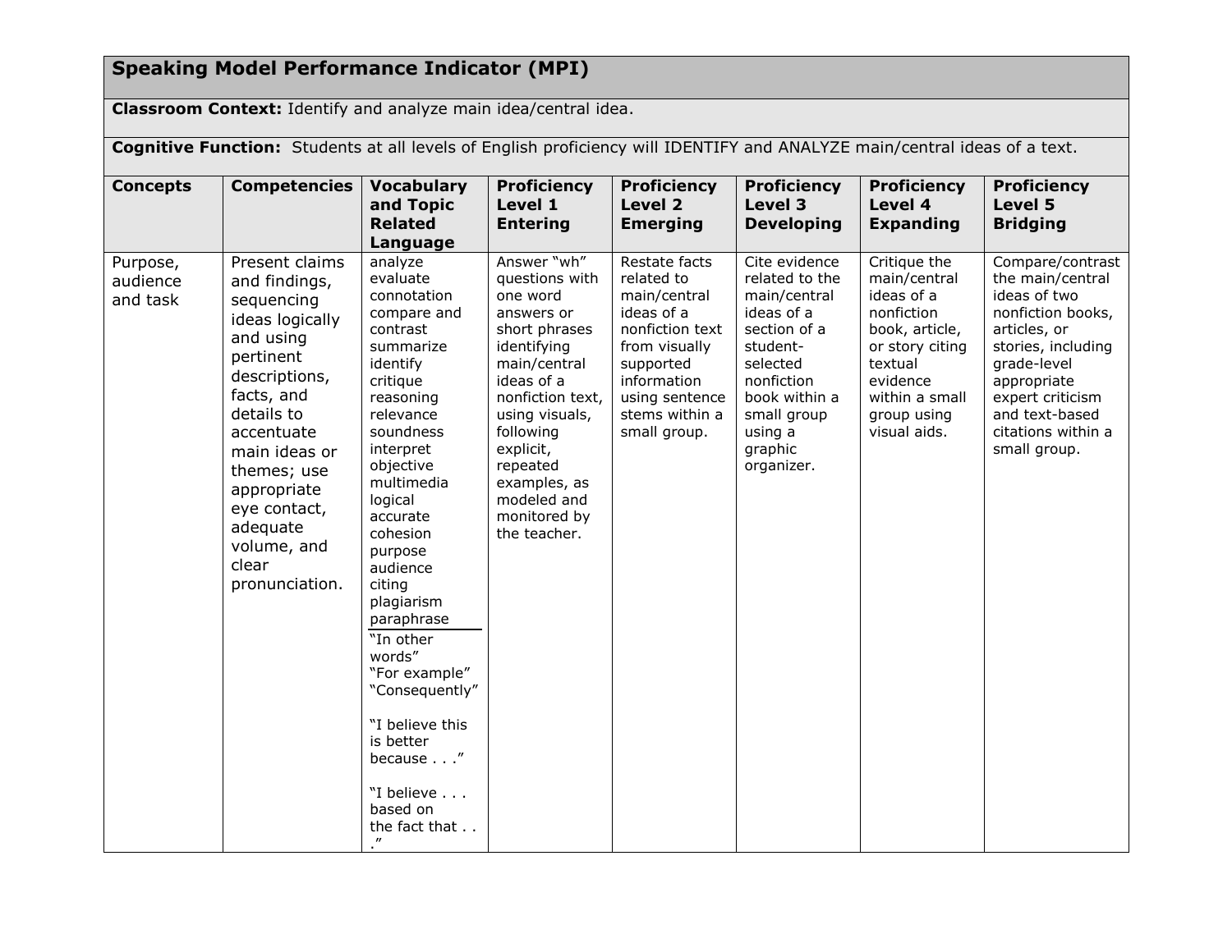## Speaking Model Performance Indicator (MPI)

**Classroom Context:** Identify and analyze main idea/central idea.

**Cognitive Function:** Students at all levels of English proficiency will IDENTIFY and ANALYZE main/central ideas of a text.

| Concepts | Competencies | Vocabulary and Topic Related Language | Proficiency Level 1 Entering | Proficiency Level 2 Emerging | Proficiency Level 3 Developing | Proficiency Level 4 Expanding | Proficiency Level 5 Bridging |
|---|---|---|---|---|---|---|---|
| Purpose, audience and task | Present claims and findings, sequencing ideas logically and using pertinent descriptions, facts, and details to accentuate main ideas or themes; use appropriate eye contact, adequate volume, and clear pronunciation. | analyze<br>evaluate<br>connotation<br>compare and contrast<br>summarize<br>identify<br>critique<br>reasoning<br>relevance<br>soundness<br>interpret<br>objective<br>multimedia<br>logical<br>accurate<br>cohesion<br>purpose<br>audience<br>citing<br>plagiarism<br>paraphrase<br>"In other words"<br>"For example"<br>"Consequently"<br><br>"I believe this is better because . . ."<br><br>"I believe . . . based on the fact that . . ." | Answer "wh" questions with one word answers or short phrases identifying main/central ideas of a nonfiction text, using visuals, following explicit, repeated examples, as modeled and monitored by the teacher. | Restate facts related to main/central ideas of a nonfiction text from visually supported information using sentence stems within a small group. | Cite evidence related to the main/central ideas of a section of a student-selected nonfiction book within a small group using a graphic organizer. | Critique the main/central ideas of a nonfiction book, article, or story citing textual evidence within a small group using visual aids. | Compare/contrast the main/central ideas of two nonfiction books, articles, or stories, including grade-level appropriate expert criticism and text-based citations within a small group. |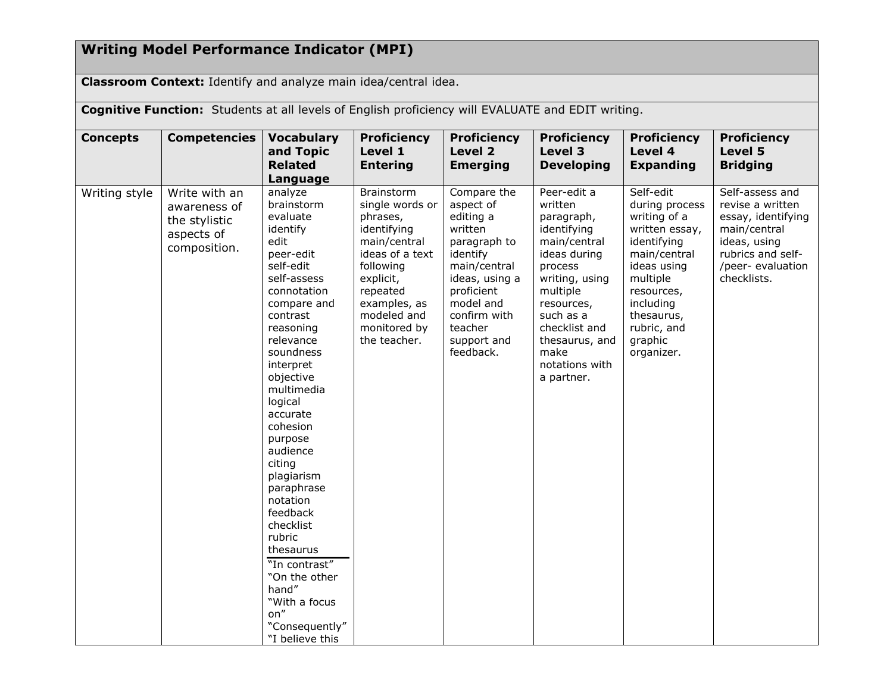## Writing Model Performance Indicator (MPI)

**Classroom Context:** Identify and analyze main idea/central idea.

**Cognitive Function:** Students at all levels of English proficiency will EVALUATE and EDIT writing.

| Concepts | Competencies | Vocabulary and Topic Related Language | Proficiency Level 1 Entering | Proficiency Level 2 Emerging | Proficiency Level 3 Developing | Proficiency Level 4 Expanding | Proficiency Level 5 Bridging |
|---|---|---|---|---|---|---|---|
| Writing style | Write with an awareness of the stylistic aspects of composition. | analyze<br>brainstorm<br>evaluate<br>identify<br>edit<br>peer-edit<br>self-edit<br>self-assess<br>connotation<br>compare and contrast<br>reasoning<br>relevance<br>soundness<br>interpret<br>objective<br>multimedia<br>logical<br>accurate<br>cohesion<br>purpose<br>audience<br>citing<br>plagiarism<br>paraphrase<br>notation<br>feedback<br>checklist<br>rubric<br>thesaurus<br>———<br>"In contrast"<br>"On the other hand"<br>"With a focus on"<br>"Consequently"<br>"I believe this | Brainstorm single words or phrases, identifying main/central ideas of a text following explicit, repeated examples, as modeled and monitored by the teacher. | Compare the aspect of editing a written paragraph to identify main/central ideas, using a proficient model and confirm with teacher support and feedback. | Peer-edit a written paragraph, identifying main/central ideas during process writing, using multiple resources, such as a checklist and thesaurus, and make notations with a partner. | Self-edit during process writing of a written essay, identifying main/central ideas using multiple resources, including thesaurus, rubric, and graphic organizer. | Self-assess and revise a written essay, identifying main/central ideas, using rubrics and self-/peer- evaluation checklists. |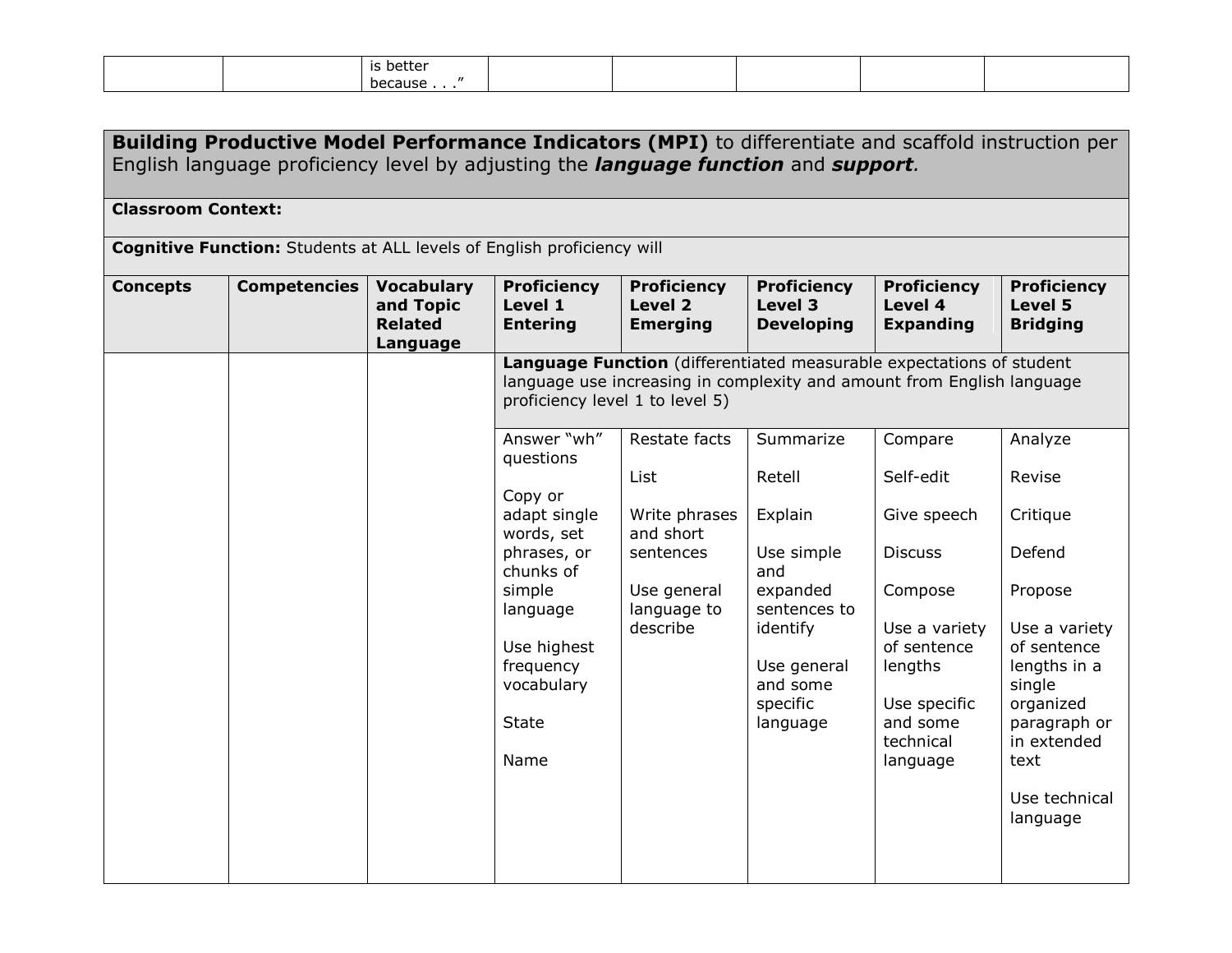| | | is better because . . ." | | | | | |
|---|---|---|---|---|---|---|---|

**Building Productive Model Performance Indicators (MPI)** to differentiate and scaffold instruction per English language proficiency level by adjusting the ***language function*** and ***support***.

**Classroom Context:**

**Cognitive Function:** Students at ALL levels of English proficiency will

| **Concepts** | **Competencies** | **Vocabulary and Topic Related Language** | **Proficiency Level 1 Entering** | **Proficiency Level 2 Emerging** | **Proficiency Level 3 Developing** | **Proficiency Level 4 Expanding** | **Proficiency Level 5 Bridging** |
|---|---|---|---|---|---|---|---|
| | | | **Language Function** (differentiated measurable expectations of student language use increasing in complexity and amount from English language proficiency level 1 to level 5) | | | | |
| | | | Answer "wh" questions<br><br>Copy or adapt single words, set phrases, or chunks of simple language<br><br>Use highest frequency vocabulary<br><br>State<br><br>Name | Restate facts<br><br>List<br><br>Write phrases and short sentences<br><br>Use general language to describe | Summarize<br><br>Retell<br><br>Explain<br><br>Use simple and expanded sentences to identify<br><br>Use general and some specific language | Compare<br><br>Self-edit<br><br>Give speech<br><br>Discuss<br><br>Compose<br><br>Use a variety of sentence lengths<br><br>Use specific and some technical language | Analyze<br><br>Revise<br><br>Critique<br><br>Defend<br><br>Propose<br><br>Use a variety of sentence lengths in a single organized paragraph or in extended text<br><br>Use technical language |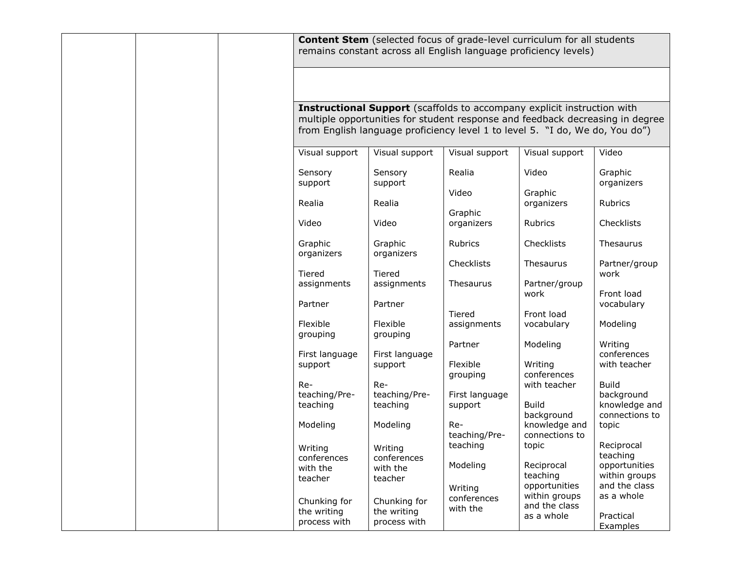|  |  |  | **Content Stem** (selected focus of grade-level curriculum for all students remains constant across all English language proficiency levels) | | | | |
|---|---|---|---|---|---|---|---|
|  |  |  |  | | | | |
|  |  |  | **Instructional Support** (scaffolds to accompany explicit instruction with multiple opportunities for student response and feedback decreasing in degree from English language proficiency level 1 to level 5. "I do, We do, You do") | | | | |
|  |  |  | Visual support<br><br>Sensory support<br><br>Realia<br><br>Video<br><br>Graphic organizers<br><br>Tiered assignments<br><br>Partner<br><br>Flexible grouping<br><br>First language support<br><br>Re-teaching/Pre-teaching<br><br>Modeling<br><br>Writing conferences with the teacher<br><br>Chunking for the writing process with | Visual support<br><br>Sensory support<br><br>Realia<br><br>Video<br><br>Graphic organizers<br><br>Tiered assignments<br><br>Partner<br><br>Flexible grouping<br><br>First language support<br><br>Re-teaching/Pre-teaching<br><br>Modeling<br><br>Writing conferences with the teacher<br><br>Chunking for the writing process with | Visual support<br><br>Realia<br><br>Video<br><br>Graphic organizers<br><br>Rubrics<br><br>Checklists<br><br>Thesaurus<br><br>Tiered assignments<br><br>Partner<br><br>Flexible grouping<br><br>First language support<br><br>Re-teaching/Pre-teaching<br><br>Modeling<br><br>Writing conferences with the | Visual support<br><br>Video<br><br>Graphic organizers<br><br>Rubrics<br><br>Checklists<br><br>Thesaurus<br><br>Partner/group work<br><br>Front load vocabulary<br><br>Modeling<br><br>Writing conferences with teacher<br><br>Build background knowledge and connections to topic<br><br>Reciprocal teaching opportunities within groups and the class as a whole | Video<br><br>Graphic organizers<br><br>Rubrics<br><br>Checklists<br><br>Thesaurus<br><br>Partner/group work<br><br>Front load vocabulary<br><br>Modeling<br><br>Writing conferences with teacher<br><br>Build background knowledge and connections to topic<br><br>Reciprocal teaching opportunities within groups and the class as a whole<br><br>Practical Examples |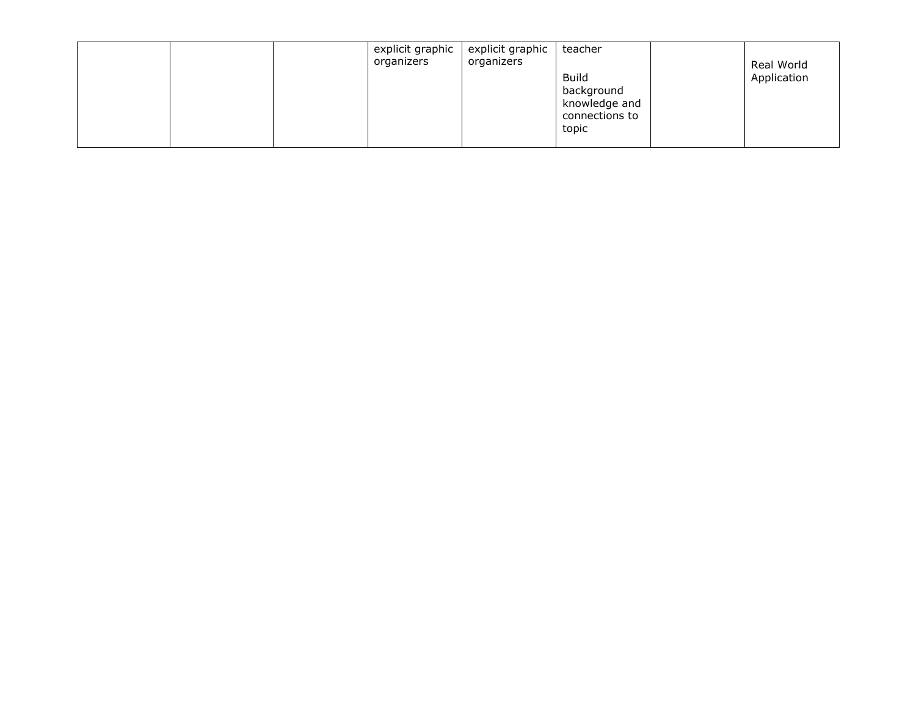| | | | | | | | |
|---|---|---|---|---|---|---|---|
| | | | explicit graphic organizers | explicit graphic organizers | teacher<br><br>Build background knowledge and connections to topic | | Real World Application |